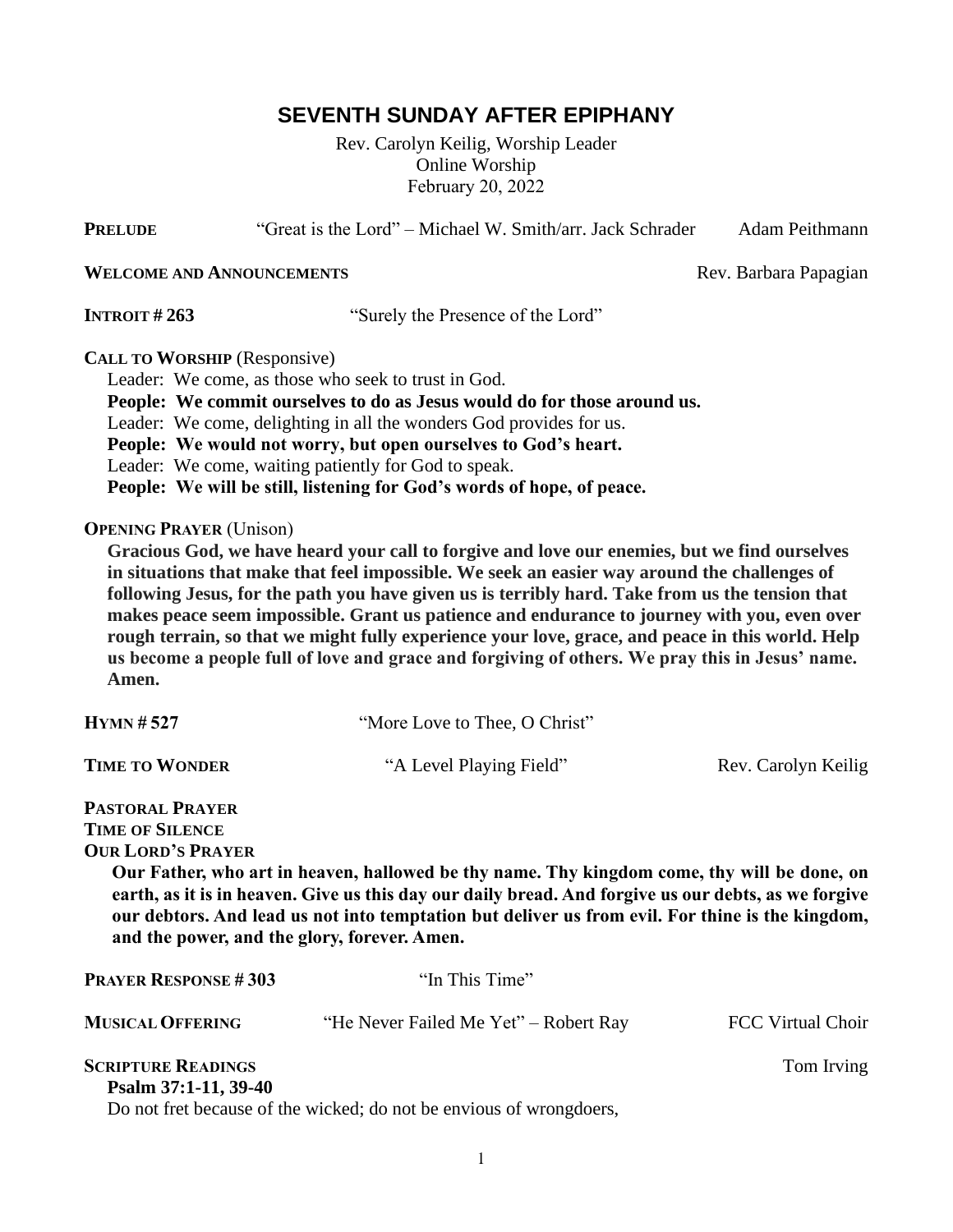# SEVENTH SUNDAY AFTER EPIPHANY

Rev. Carolyn Keilig, Worship Leader
Online Worship
February 20, 2022

**PRELUDE** "Great is the Lord" – Michael W. Smith/arr. Jack Schrader — Adam Peithmann

**WELCOME AND ANNOUNCEMENTS** — Rev. Barbara Papagian

**INTROIT # 263** "Surely the Presence of the Lord"

**CALL TO WORSHIP** (Responsive)

Leader: We come, as those who seek to trust in God.
**People: We commit ourselves to do as Jesus would do for those around us.**
Leader: We come, delighting in all the wonders God provides for us.
**People: We would not worry, but open ourselves to God's heart.**
Leader: We come, waiting patiently for God to speak.
**People: We will be still, listening for God's words of hope, of peace.**

**OPENING PRAYER** (Unison)

**Gracious God, we have heard your call to forgive and love our enemies, but we find ourselves in situations that make that feel impossible. We seek an easier way around the challenges of following Jesus, for the path you have given us is terribly hard. Take from us the tension that makes peace seem impossible. Grant us patience and endurance to journey with you, even over rough terrain, so that we might fully experience your love, grace, and peace in this world. Help us become a people full of love and grace and forgiving of others. We pray this in Jesus' name. Amen.**

**HYMN # 527** "More Love to Thee, O Christ"

**TIME TO WONDER** "A Level Playing Field" — Rev. Carolyn Keilig

**PASTORAL PRAYER**

**TIME OF SILENCE**

**OUR LORD'S PRAYER**

**Our Father, who art in heaven, hallowed be thy name. Thy kingdom come, thy will be done, on earth, as it is in heaven. Give us this day our daily bread. And forgive us our debts, as we forgive our debtors. And lead us not into temptation but deliver us from evil. For thine is the kingdom, and the power, and the glory, forever. Amen.**

**PRAYER RESPONSE # 303** "In This Time"

**MUSICAL OFFERING** "He Never Failed Me Yet" – Robert Ray — FCC Virtual Choir

**SCRIPTURE READINGS** — Tom Irving

**Psalm 37:1-11, 39-40**

Do not fret because of the wicked; do not be envious of wrongdoers,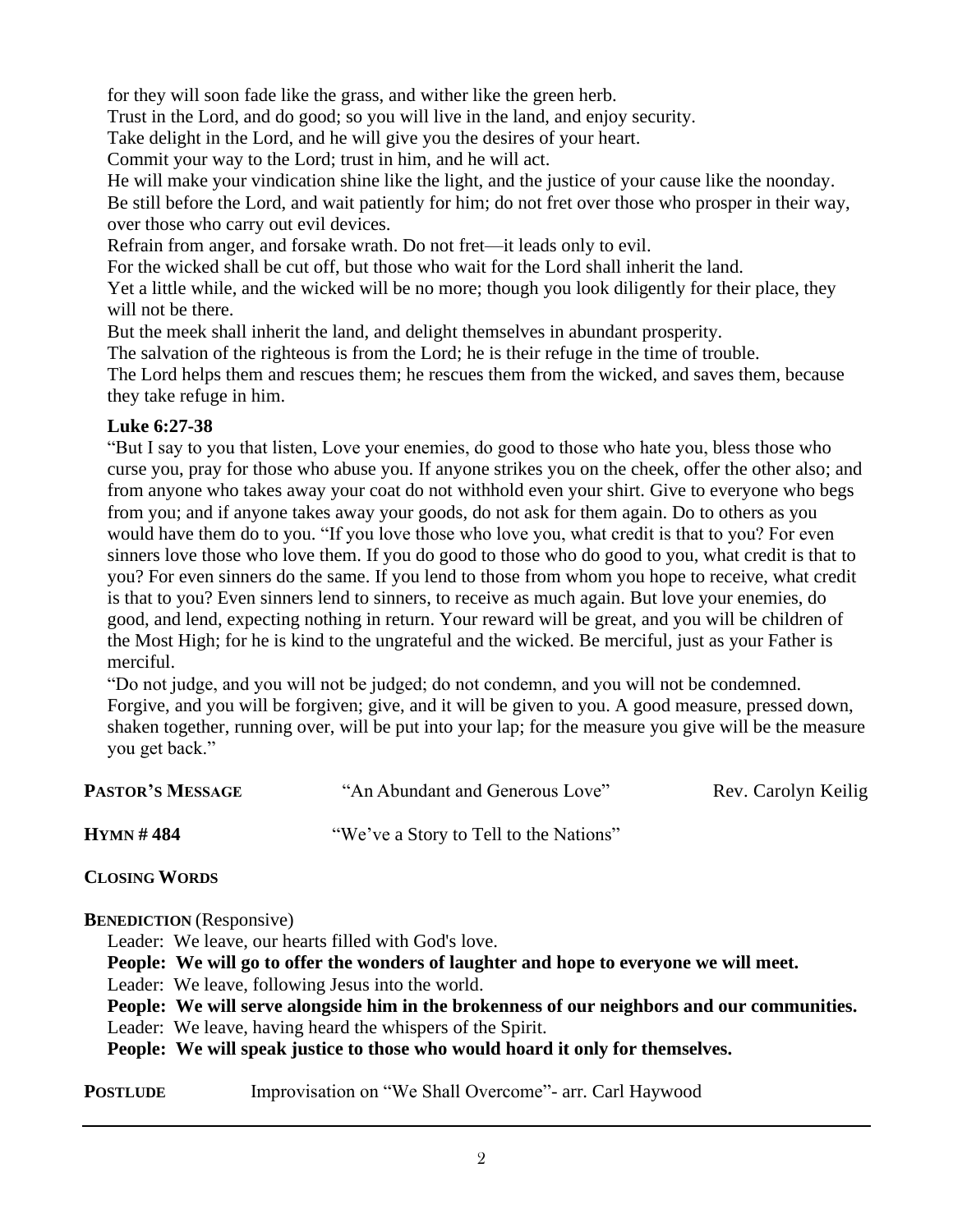for they will soon fade like the grass, and wither like the green herb.
Trust in the Lord, and do good; so you will live in the land, and enjoy security.
Take delight in the Lord, and he will give you the desires of your heart.
Commit your way to the Lord; trust in him, and he will act.
He will make your vindication shine like the light, and the justice of your cause like the noonday.
Be still before the Lord, and wait patiently for him; do not fret over those who prosper in their way, over those who carry out evil devices.
Refrain from anger, and forsake wrath. Do not fret—it leads only to evil.
For the wicked shall be cut off, but those who wait for the Lord shall inherit the land.
Yet a little while, and the wicked will be no more; though you look diligently for their place, they will not be there.
But the meek shall inherit the land, and delight themselves in abundant prosperity.
The salvation of the righteous is from the Lord; he is their refuge in the time of trouble.
The Lord helps them and rescues them; he rescues them from the wicked, and saves them, because they take refuge in him.

**Luke 6:27-38**

"But I say to you that listen, Love your enemies, do good to those who hate you, bless those who curse you, pray for those who abuse you. If anyone strikes you on the cheek, offer the other also; and from anyone who takes away your coat do not withhold even your shirt. Give to everyone who begs from you; and if anyone takes away your goods, do not ask for them again. Do to others as you would have them do to you. "If you love those who love you, what credit is that to you? For even sinners love those who love them. If you do good to those who do good to you, what credit is that to you? For even sinners do the same. If you lend to those from whom you hope to receive, what credit is that to you? Even sinners lend to sinners, to receive as much again. But love your enemies, do good, and lend, expecting nothing in return. Your reward will be great, and you will be children of the Most High; for he is kind to the ungrateful and the wicked. Be merciful, just as your Father is merciful.

"Do not judge, and you will not be judged; do not condemn, and you will not be condemned. Forgive, and you will be forgiven; give, and it will be given to you. A good measure, pressed down, shaken together, running over, will be put into your lap; for the measure you give will be the measure you get back."

**PASTOR'S MESSAGE** "An Abundant and Generous Love" Rev. Carolyn Keilig

**HYMN # 484** "We've a Story to Tell to the Nations"

**CLOSING WORDS**

**BENEDICTION** (Responsive)

Leader: We leave, our hearts filled with God's love.
**People: We will go to offer the wonders of laughter and hope to everyone we will meet.**
Leader: We leave, following Jesus into the world.
**People: We will serve alongside him in the brokenness of our neighbors and our communities.**
Leader: We leave, having heard the whispers of the Spirit.
**People: We will speak justice to those who would hoard it only for themselves.**

**POSTLUDE** Improvisation on "We Shall Overcome"- arr. Carl Haywood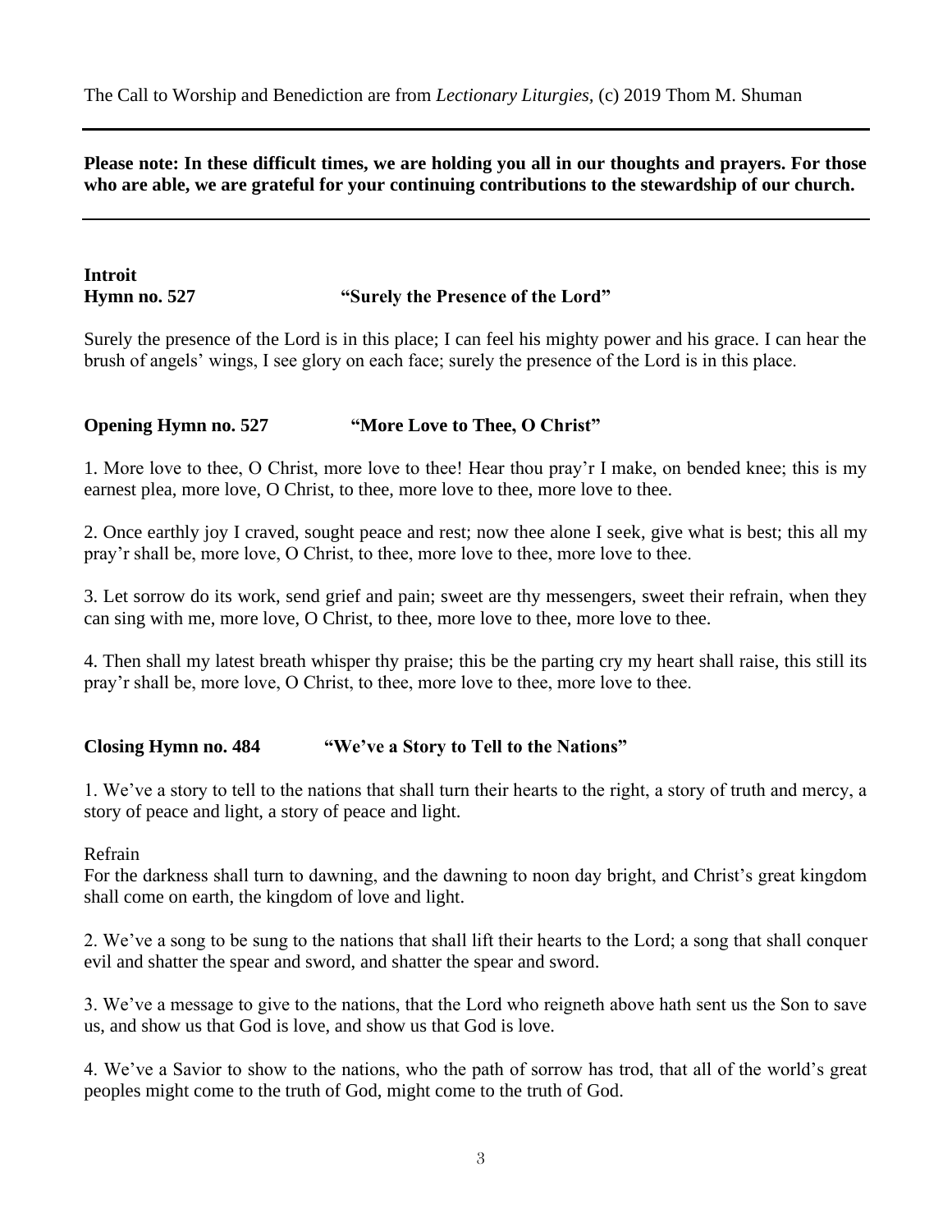The Call to Worship and Benediction are from *Lectionary Liturgies,* (c) 2019 Thom M. Shuman

---

**Please note: In these difficult times, we are holding you all in our thoughts and prayers. For those who are able, we are grateful for your continuing contributions to the stewardship of our church.**

---

**Introit**
**Hymn no. 527 "Surely the Presence of the Lord"**

Surely the presence of the Lord is in this place; I can feel his mighty power and his grace. I can hear the brush of angels' wings, I see glory on each face; surely the presence of the Lord is in this place.

**Opening Hymn no. 527 "More Love to Thee, O Christ"**

1. More love to thee, O Christ, more love to thee! Hear thou pray'r I make, on bended knee; this is my earnest plea, more love, O Christ, to thee, more love to thee, more love to thee.

2. Once earthly joy I craved, sought peace and rest; now thee alone I seek, give what is best; this all my pray'r shall be, more love, O Christ, to thee, more love to thee, more love to thee.

3. Let sorrow do its work, send grief and pain; sweet are thy messengers, sweet their refrain, when they can sing with me, more love, O Christ, to thee, more love to thee, more love to thee.

4. Then shall my latest breath whisper thy praise; this be the parting cry my heart shall raise, this still its pray'r shall be, more love, O Christ, to thee, more love to thee, more love to thee.

**Closing Hymn no. 484 "We've a Story to Tell to the Nations"**

1. We've a story to tell to the nations that shall turn their hearts to the right, a story of truth and mercy, a story of peace and light, a story of peace and light.

Refrain
For the darkness shall turn to dawning, and the dawning to noon day bright, and Christ's great kingdom shall come on earth, the kingdom of love and light.

2. We've a song to be sung to the nations that shall lift their hearts to the Lord; a song that shall conquer evil and shatter the spear and sword, and shatter the spear and sword.

3. We've a message to give to the nations, that the Lord who reigneth above hath sent us the Son to save us, and show us that God is love, and show us that God is love.

4. We've a Savior to show to the nations, who the path of sorrow has trod, that all of the world's great peoples might come to the truth of God, might come to the truth of God.